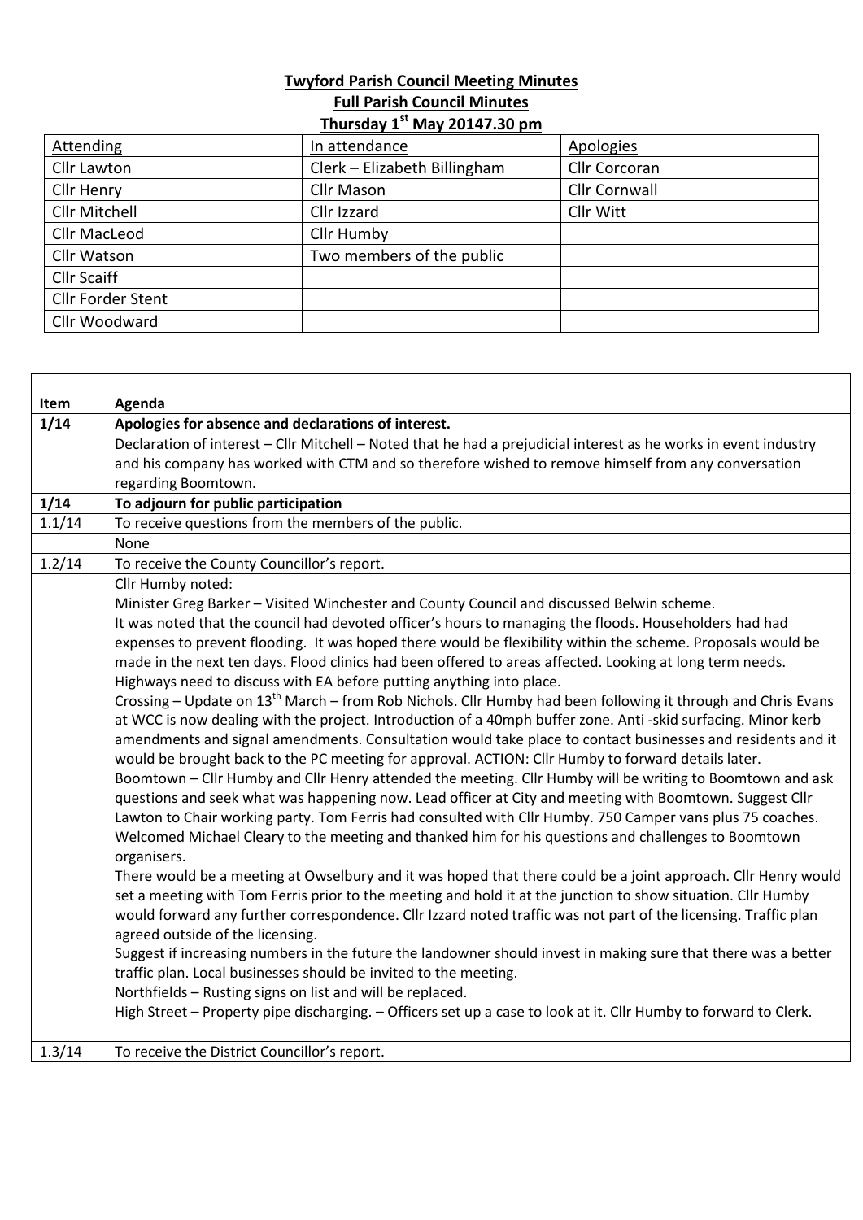**Twyford Parish Council Meeting Minutes**

**Full Parish Council Minutes**

**Thursday 1st May 20147.30 pm**

| Attending | In attendance | Apologies |
|---|---|---|
| Cllr Lawton | Clerk – Elizabeth Billingham | Cllr Corcoran |
| Cllr Henry | Cllr Mason | Cllr Cornwall |
| Cllr Mitchell | Cllr Izzard | Cllr Witt |
| Cllr MacLeod | Cllr Humby | |
| Cllr Watson | Two members of the public | |
| Cllr Scaiff | | |
| Cllr Forder Stent | | |
| Cllr Woodward | | |

| | |
|---|---|
| **Item** | **Agenda** |
| **1/14** | **Apologies for absence and declarations of interest.** |
| | Declaration of interest – Cllr Mitchell – Noted that he had a prejudicial interest as he works in event industry and his company has worked with CTM and so therefore wished to remove himself from any conversation regarding Boomtown. |
| **1/14** | **To adjourn for public participation** |
| 1.1/14 | To receive questions from the members of the public. |
| | None |
| 1.2/14 | To receive the County Councillor's report. |
| | Cllr Humby noted:<br>Minister Greg Barker – Visited Winchester and County Council and discussed Belwin scheme.<br>It was noted that the council had devoted officer's hours to managing the floods. Householders had had expenses to prevent flooding. It was hoped there would be flexibility within the scheme. Proposals would be made in the next ten days. Flood clinics had been offered to areas affected. Looking at long term needs. Highways need to discuss with EA before putting anything into place.<br>Crossing – Update on 13th March – from Rob Nichols. Cllr Humby had been following it through and Chris Evans at WCC is now dealing with the project. Introduction of a 40mph buffer zone. Anti -skid surfacing. Minor kerb amendments and signal amendments. Consultation would take place to contact businesses and residents and it would be brought back to the PC meeting for approval. ACTION: Cllr Humby to forward details later.<br>Boomtown – Cllr Humby and Cllr Henry attended the meeting. Cllr Humby will be writing to Boomtown and ask questions and seek what was happening now. Lead officer at City and meeting with Boomtown. Suggest Cllr Lawton to Chair working party. Tom Ferris had consulted with Cllr Humby. 750 Camper vans plus 75 coaches. Welcomed Michael Cleary to the meeting and thanked him for his questions and challenges to Boomtown organisers.<br>There would be a meeting at Owselbury and it was hoped that there could be a joint approach. Cllr Henry would set a meeting with Tom Ferris prior to the meeting and hold it at the junction to show situation. Cllr Humby would forward any further correspondence. Cllr Izzard noted traffic was not part of the licensing. Traffic plan agreed outside of the licensing.<br>Suggest if increasing numbers in the future the landowner should invest in making sure that there was a better traffic plan. Local businesses should be invited to the meeting.<br>Northfields – Rusting signs on list and will be replaced.<br>High Street – Property pipe discharging. – Officers set up a case to look at it. Cllr Humby to forward to Clerk. |
| 1.3/14 | To receive the District Councillor's report. |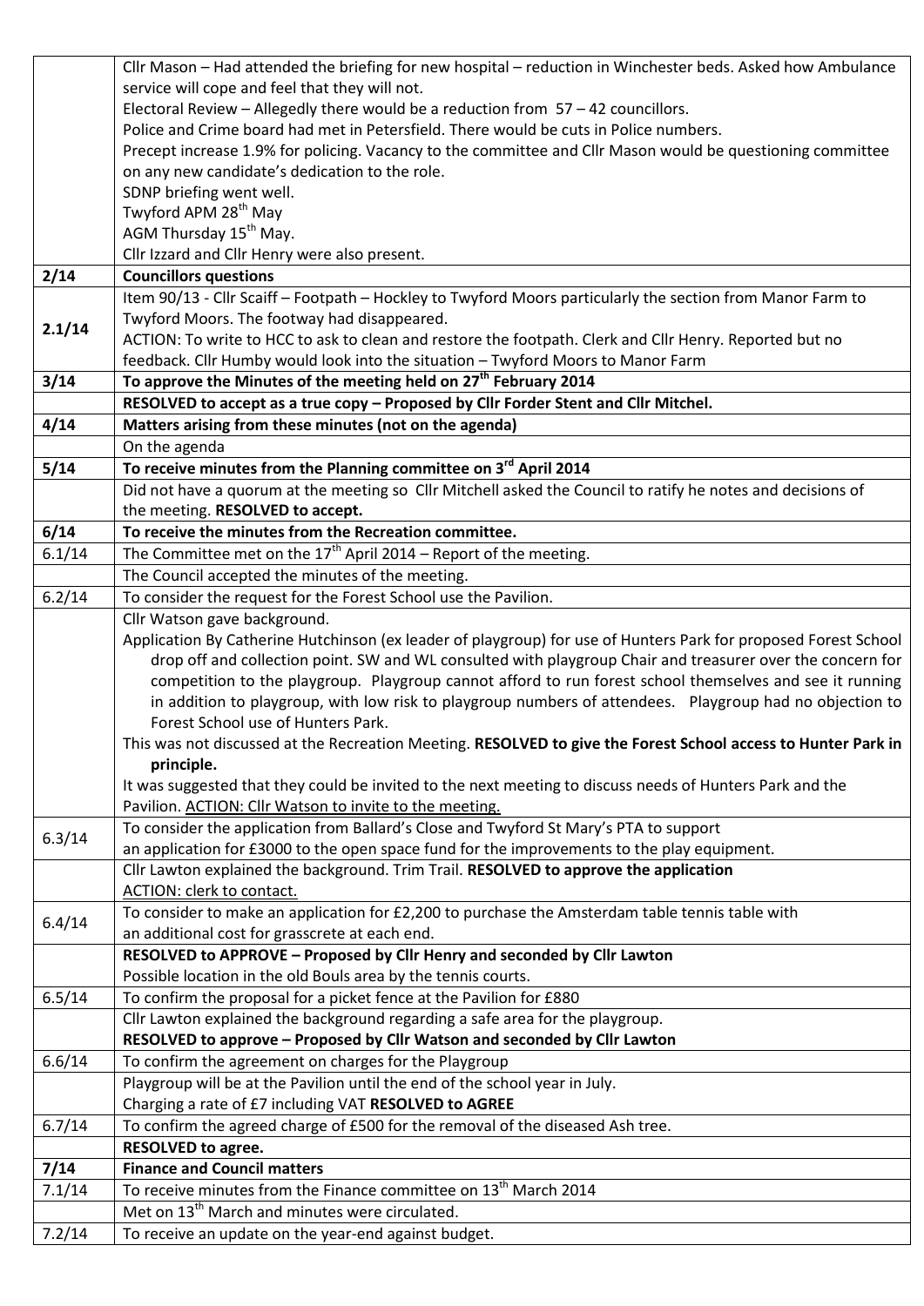| | |
|---|---|
| | Cllr Mason – Had attended the briefing for new hospital – reduction in Winchester beds. Asked how Ambulance service will cope and feel that they will not.<br>Electoral Review – Allegedly there would be a reduction from 57 – 42 councillors.<br>Police and Crime board had met in Petersfield. There would be cuts in Police numbers.<br>Precept increase 1.9% for policing. Vacancy to the committee and Cllr Mason would be questioning committee on any new candidate's dedication to the role.<br>SDNP briefing went well.<br>Twyford APM 28th May<br>AGM Thursday 15th May.<br>Cllr Izzard and Cllr Henry were also present. |
| **2/14** | **Councillors questions** |
| **2.1/14** | Item 90/13 - Cllr Scaiff – Footpath – Hockley to Twyford Moors particularly the section from Manor Farm to Twyford Moors. The footway had disappeared.<br>ACTION: To write to HCC to ask to clean and restore the footpath. Clerk and Cllr Henry. Reported but no feedback. Cllr Humby would look into the situation – Twyford Moors to Manor Farm |
| **3/14** | **To approve the Minutes of the meeting held on 27th February 2014** |
| | **RESOLVED to accept as a true copy – Proposed by Cllr Forder Stent and Cllr Mitchel.** |
| **4/14** | **Matters arising from these minutes (not on the agenda)** |
| | On the agenda |
| **5/14** | **To receive minutes from the Planning committee on 3rd April 2014** |
| | Did not have a quorum at the meeting so Cllr Mitchell asked the Council to ratify he notes and decisions of the meeting. **RESOLVED to accept.** |
| **6/14** | **To receive the minutes from the Recreation committee.** |
| 6.1/14 | The Committee met on the 17th April 2014 – Report of the meeting. |
| | The Council accepted the minutes of the meeting. |
| 6.2/14 | To consider the request for the Forest School use the Pavilion. |
| | Cllr Watson gave background.<br>Application By Catherine Hutchinson (ex leader of playgroup) for use of Hunters Park for proposed Forest School drop off and collection point. SW and WL consulted with playgroup Chair and treasurer over the concern for competition to the playgroup. Playgroup cannot afford to run forest school themselves and see it running in addition to playgroup, with low risk to playgroup numbers of attendees. Playgroup had no objection to Forest School use of Hunters Park.<br>This was not discussed at the Recreation Meeting. **RESOLVED to give the Forest School access to Hunter Park in principle.**<br>It was suggested that they could be invited to the next meeting to discuss needs of Hunters Park and the Pavilion. <u>ACTION: Cllr Watson to invite to the meeting.</u> |
| 6.3/14 | To consider the application from Ballard's Close and Twyford St Mary's PTA to support an application for £3000 to the open space fund for the improvements to the play equipment. |
| | Cllr Lawton explained the background. Trim Trail. **RESOLVED to approve the application**<br><u>ACTION: clerk to contact.</u> |
| 6.4/14 | To consider to make an application for £2,200 to purchase the Amsterdam table tennis table with an additional cost for grasscrete at each end. |
| | **RESOLVED to APPROVE – Proposed by Cllr Henry and seconded by Cllr Lawton**<br>Possible location in the old Bouls area by the tennis courts. |
| 6.5/14 | To confirm the proposal for a picket fence at the Pavilion for £880 |
| | Cllr Lawton explained the background regarding a safe area for the playgroup.<br>**RESOLVED to approve – Proposed by Cllr Watson and seconded by Cllr Lawton** |
| 6.6/14 | To confirm the agreement on charges for the Playgroup |
| | Playgroup will be at the Pavilion until the end of the school year in July.<br>Charging a rate of £7 including VAT **RESOLVED to AGREE** |
| 6.7/14 | To confirm the agreed charge of £500 for the removal of the diseased Ash tree. |
| | **RESOLVED to agree.** |
| **7/14** | **Finance and Council matters** |
| 7.1/14 | To receive minutes from the Finance committee on 13th March 2014 |
| | Met on 13th March and minutes were circulated. |
| 7.2/14 | To receive an update on the year-end against budget. |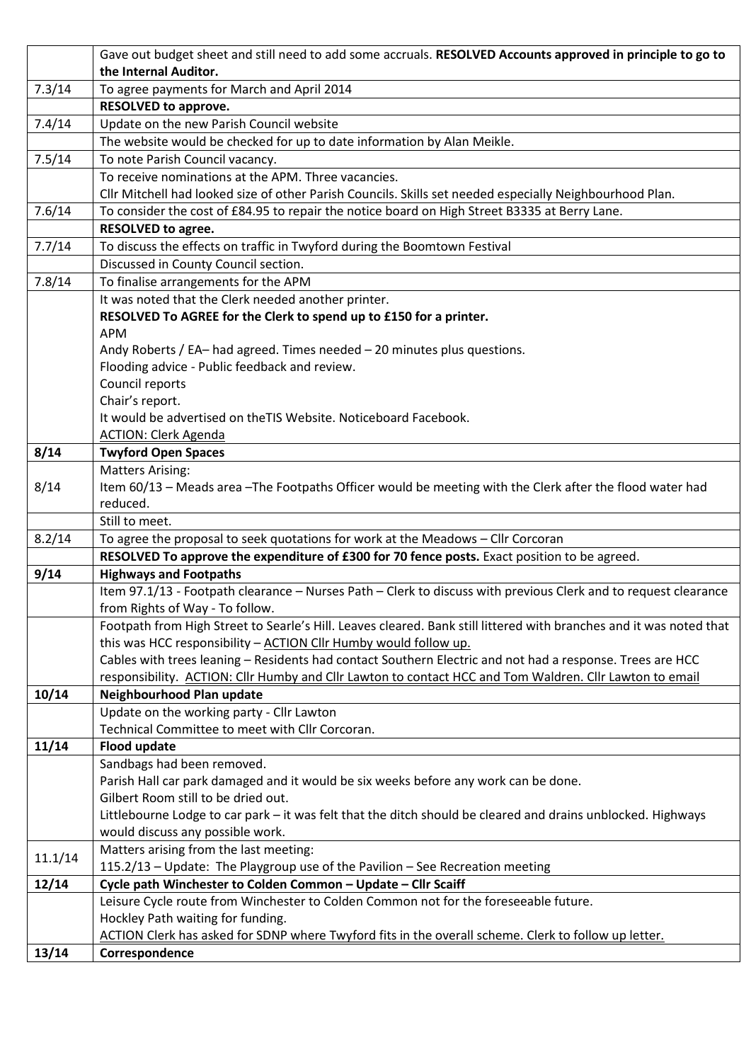| | |
|---|---|
| | Gave out budget sheet and still need to add some accruals. **RESOLVED Accounts approved in principle to go to the Internal Auditor.** |
| 7.3/14 | To agree payments for March and April 2014 |
| | **RESOLVED to approve.** |
| 7.4/14 | Update on the new Parish Council website |
| | The website would be checked for up to date information by Alan Meikle. |
| 7.5/14 | To note Parish Council vacancy. |
| | To receive nominations at the APM. Three vacancies.<br>Cllr Mitchell had looked size of other Parish Councils. Skills set needed especially Neighbourhood Plan. |
| 7.6/14 | To consider the cost of £84.95 to repair the notice board on High Street B3335 at Berry Lane. |
| | **RESOLVED to agree.** |
| 7.7/14 | To discuss the effects on traffic in Twyford during the Boomtown Festival |
| | Discussed in County Council section. |
| 7.8/14 | To finalise arrangements for the APM |
| | It was noted that the Clerk needed another printer.<br>**RESOLVED To AGREE for the Clerk to spend up to £150 for a printer.**<br>APM<br>Andy Roberts / EA– had agreed. Times needed – 20 minutes plus questions.<br>Flooding advice - Public feedback and review.<br>Council reports<br>Chair's report.<br>It would be advertised on theTIS Website. Noticeboard Facebook.<br>ACTION: Clerk Agenda |
| **8/14** | **Twyford Open Spaces** |
| 8/14 | Matters Arising:<br>Item 60/13 – Meads area –The Footpaths Officer would be meeting with the Clerk after the flood water had reduced. |
| | Still to meet. |
| 8.2/14 | To agree the proposal to seek quotations for work at the Meadows – Cllr Corcoran |
| | **RESOLVED To approve the expenditure of £300 for 70 fence posts.** Exact position to be agreed. |
| **9/14** | **Highways and Footpaths** |
| | Item 97.1/13 - Footpath clearance – Nurses Path – Clerk to discuss with previous Clerk and to request clearance from Rights of Way - To follow. |
| | Footpath from High Street to Searle's Hill. Leaves cleared. Bank still littered with branches and it was noted that this was HCC responsibility – ACTION Cllr Humby would follow up.<br>Cables with trees leaning – Residents had contact Southern Electric and not had a response. Trees are HCC responsibility. ACTION: Cllr Humby and Cllr Lawton to contact HCC and Tom Waldren. Cllr Lawton to email |
| **10/14** | **Neighbourhood Plan update** |
| | Update on the working party - Cllr Lawton<br>Technical Committee to meet with Cllr Corcoran. |
| **11/14** | **Flood update** |
| | Sandbags had been removed.<br>Parish Hall car park damaged and it would be six weeks before any work can be done.<br>Gilbert Room still to be dried out.<br>Littlebourne Lodge to car park – it was felt that the ditch should be cleared and drains unblocked. Highways would discuss any possible work. |
| 11.1/14 | Matters arising from the last meeting:<br>115.2/13 – Update: The Playgroup use of the Pavilion – See Recreation meeting |
| **12/14** | **Cycle path Winchester to Colden Common – Update – Cllr Scaiff** |
| | Leisure Cycle route from Winchester to Colden Common not for the foreseeable future.<br>Hockley Path waiting for funding.<br>ACTION Clerk has asked for SDNP where Twyford fits in the overall scheme. Clerk to follow up letter. |
| **13/14** | **Correspondence** |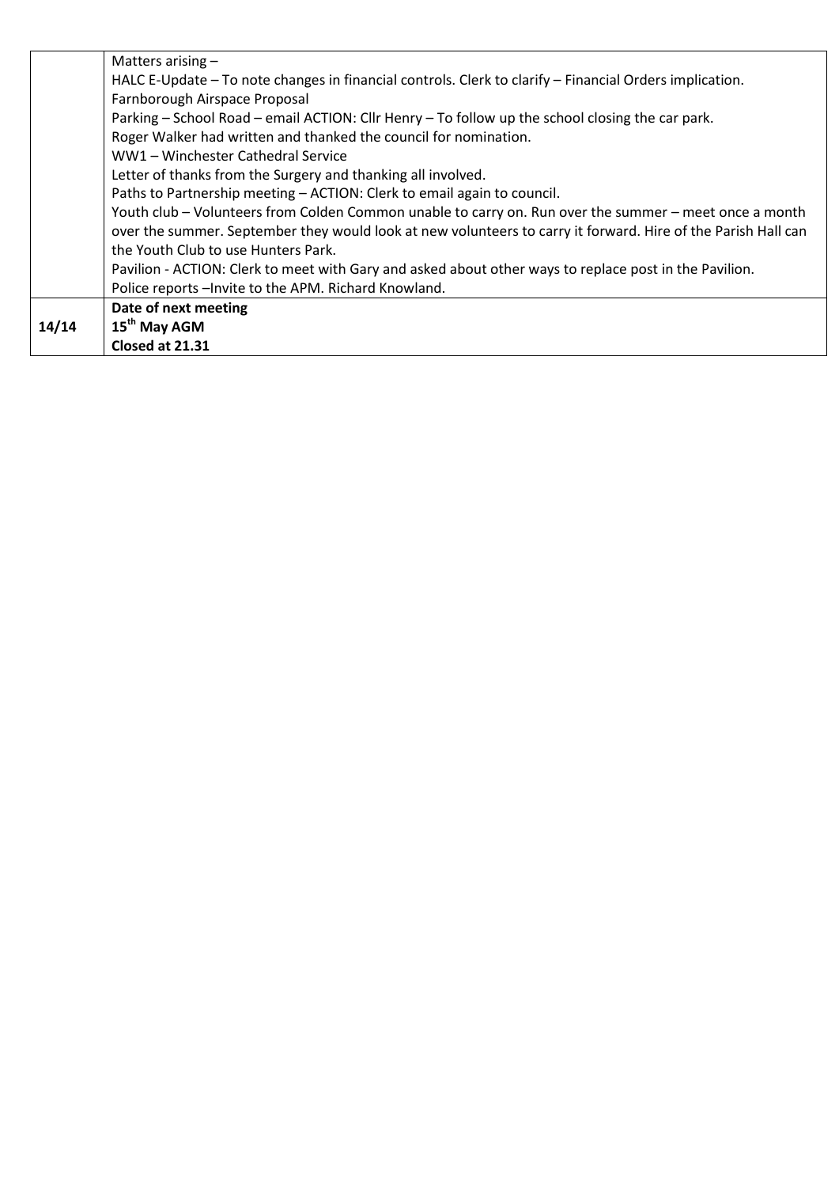| | |
|---|---|
| | Matters arising – <br>HALC E-Update – To note changes in financial controls. Clerk to clarify – Financial Orders implication.<br>Farnborough Airspace Proposal<br>Parking – School Road – email ACTION: Cllr Henry – To follow up the school closing the car park.<br>Roger Walker had written and thanked the council for nomination.<br>WW1 – Winchester Cathedral Service<br>Letter of thanks from the Surgery and thanking all involved.<br>Paths to Partnership meeting – ACTION: Clerk to email again to council.<br>Youth club – Volunteers from Colden Common unable to carry on. Run over the summer – meet once a month over the summer. September they would look at new volunteers to carry it forward. Hire of the Parish Hall can the Youth Club to use Hunters Park.<br>Pavilion - ACTION: Clerk to meet with Gary and asked about other ways to replace post in the Pavilion.<br>Police reports –Invite to the APM. Richard Knowland. |
| **14/14** | **Date of next meeting**<br>**15th May AGM**<br>**Closed at 21.31** |